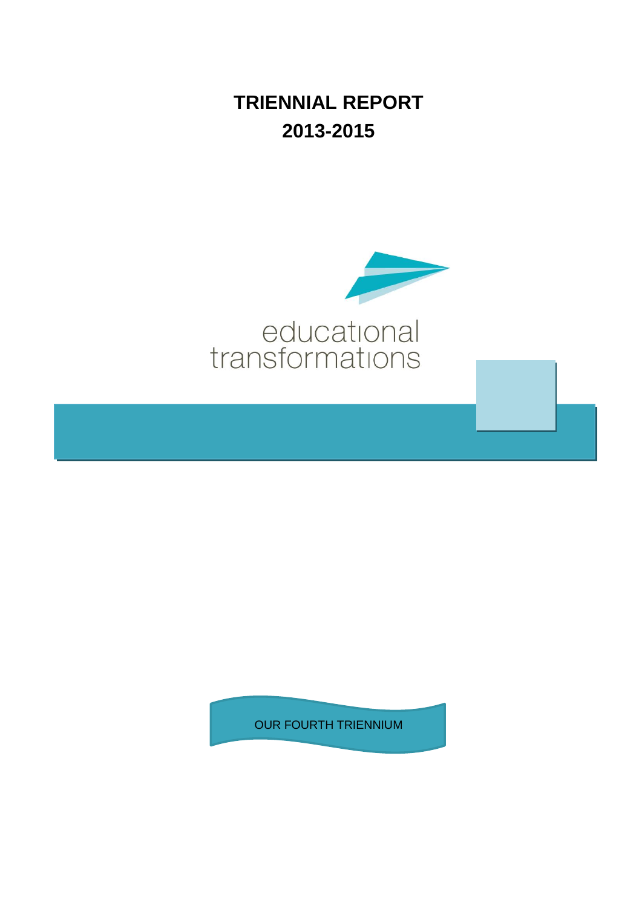# TRIENNIAL REPORT

# 2013-2015

educational transformations

OUR FOURTH TRIENNIUM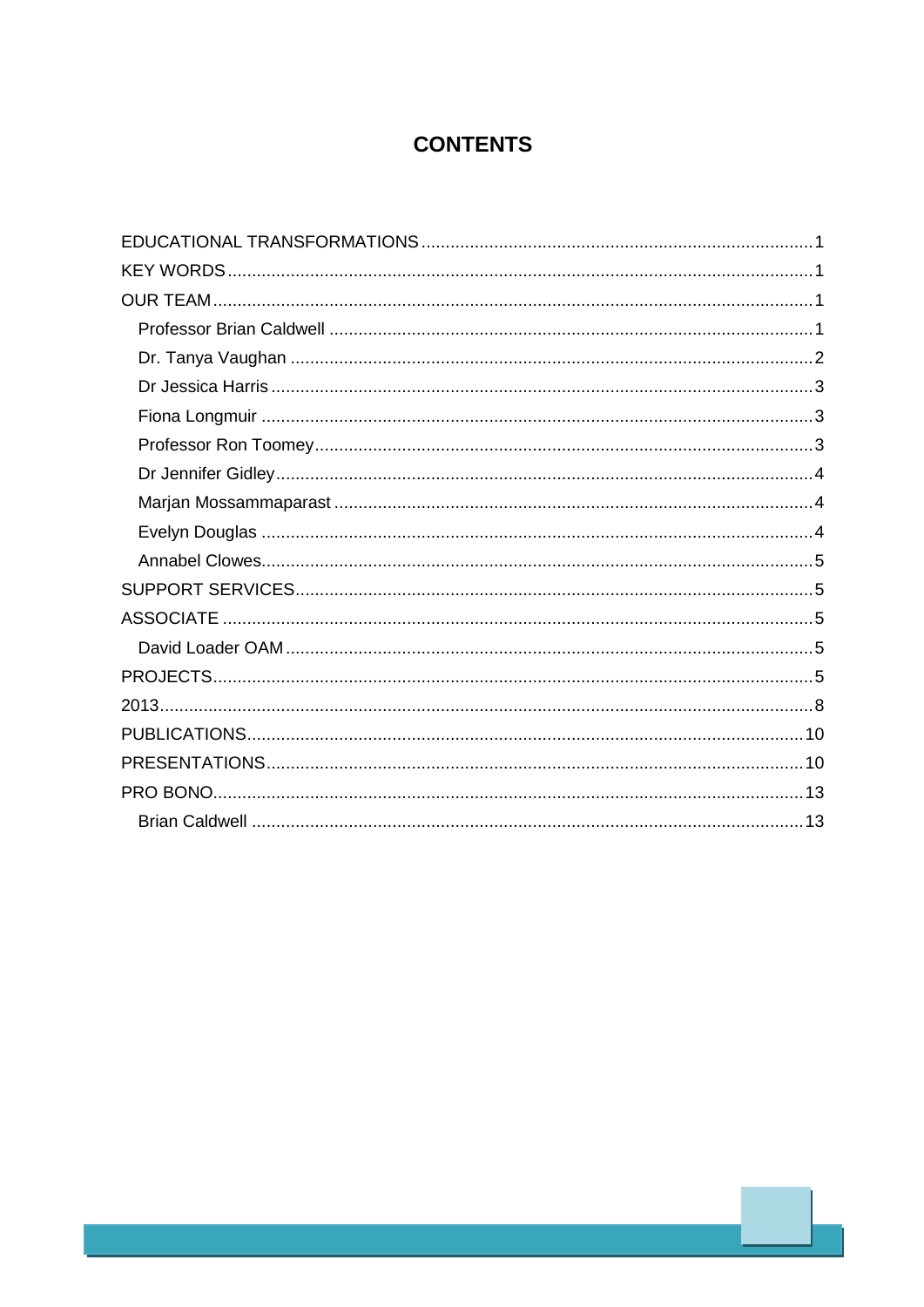# CONTENTS

EDUCATIONAL TRANSFORMATIONS ........................................ 1
KEY WORDS ........................................ 1
OUR TEAM ........................................ 1
- Professor Brian Caldwell ........................................ 1
- Dr. Tanya Vaughan ........................................ 2
- Dr Jessica Harris ........................................ 3
- Fiona Longmuir ........................................ 3
- Professor Ron Toomey ........................................ 3
- Dr Jennifer Gidley ........................................ 4
- Marjan Mossammaparast ........................................ 4
- Evelyn Douglas ........................................ 4
- Annabel Clowes ........................................ 5

SUPPORT SERVICES ........................................ 5
ASSOCIATE ........................................ 5
- David Loader OAM ........................................ 5

PROJECTS ........................................ 5
2013 ........................................ 8
PUBLICATIONS ........................................ 10
PRESENTATIONS ........................................ 10
PRO BONO ........................................ 13
- Brian Caldwell ........................................ 13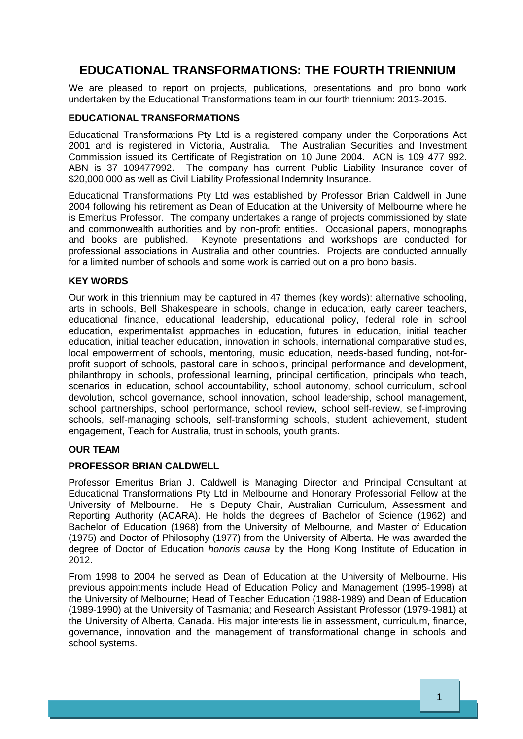# EDUCATIONAL TRANSFORMATIONS: THE FOURTH TRIENNIUM

We are pleased to report on projects, publications, presentations and pro bono work undertaken by the Educational Transformations team in our fourth triennium: 2013-2015.

## EDUCATIONAL TRANSFORMATIONS

Educational Transformations Pty Ltd is a registered company under the Corporations Act 2001 and is registered in Victoria, Australia. The Australian Securities and Investment Commission issued its Certificate of Registration on 10 June 2004. ACN is 109 477 992. ABN is 37 109477992. The company has current Public Liability Insurance cover of $20,000,000 as well as Civil Liability Professional Indemnity Insurance.

Educational Transformations Pty Ltd was established by Professor Brian Caldwell in June 2004 following his retirement as Dean of Education at the University of Melbourne where he is Emeritus Professor. The company undertakes a range of projects commissioned by state and commonwealth authorities and by non-profit entities. Occasional papers, monographs and books are published. Keynote presentations and workshops are conducted for professional associations in Australia and other countries. Projects are conducted annually for a limited number of schools and some work is carried out on a pro bono basis.

## KEY WORDS

Our work in this triennium may be captured in 47 themes (key words): alternative schooling, arts in schools, Bell Shakespeare in schools, change in education, early career teachers, educational finance, educational leadership, educational policy, federal role in school education, experimentalist approaches in education, futures in education, initial teacher education, initial teacher education, innovation in schools, international comparative studies, local empowerment of schools, mentoring, music education, needs-based funding, not-for-profit support of schools, pastoral care in schools, principal performance and development, philanthropy in schools, professional learning, principal certification, principals who teach, scenarios in education, school accountability, school autonomy, school curriculum, school devolution, school governance, school innovation, school leadership, school management, school partnerships, school performance, school review, school self-review, self-improving schools, self-managing schools, self-transforming schools, student achievement, student engagement, Teach for Australia, trust in schools, youth grants.

## OUR TEAM

### PROFESSOR BRIAN CALDWELL

Professor Emeritus Brian J. Caldwell is Managing Director and Principal Consultant at Educational Transformations Pty Ltd in Melbourne and Honorary Professorial Fellow at the University of Melbourne. He is Deputy Chair, Australian Curriculum, Assessment and Reporting Authority (ACARA). He holds the degrees of Bachelor of Science (1962) and Bachelor of Education (1968) from the University of Melbourne, and Master of Education (1975) and Doctor of Philosophy (1977) from the University of Alberta. He was awarded the degree of Doctor of Education *honoris causa* by the Hong Kong Institute of Education in 2012.

From 1998 to 2004 he served as Dean of Education at the University of Melbourne. His previous appointments include Head of Education Policy and Management (1995-1998) at the University of Melbourne; Head of Teacher Education (1988-1989) and Dean of Education (1989-1990) at the University of Tasmania; and Research Assistant Professor (1979-1981) at the University of Alberta, Canada. His major interests lie in assessment, curriculum, finance, governance, innovation and the management of transformational change in schools and school systems.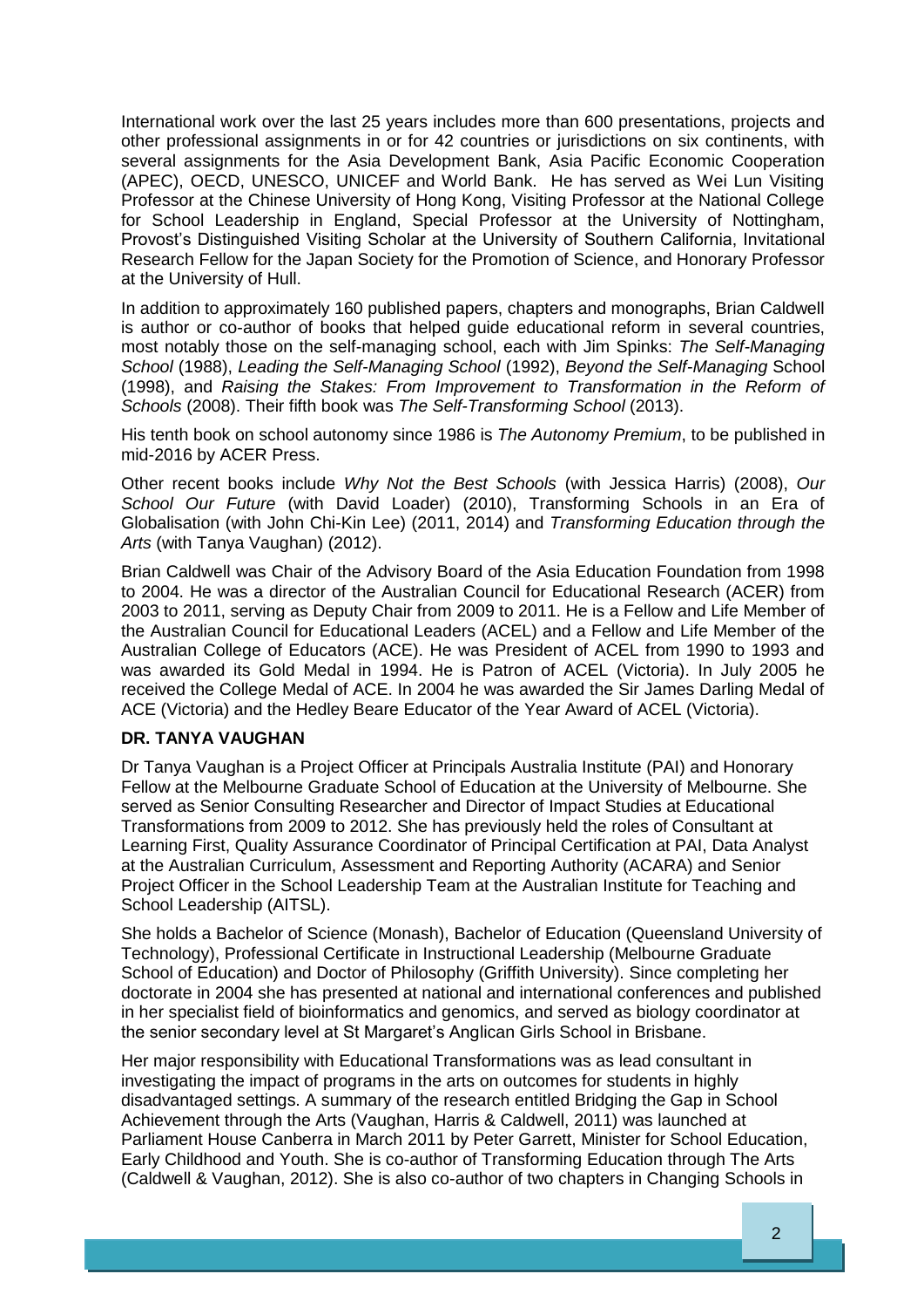International work over the last 25 years includes more than 600 presentations, projects and other professional assignments in or for 42 countries or jurisdictions on six continents, with several assignments for the Asia Development Bank, Asia Pacific Economic Cooperation (APEC), OECD, UNESCO, UNICEF and World Bank. He has served as Wei Lun Visiting Professor at the Chinese University of Hong Kong, Visiting Professor at the National College for School Leadership in England, Special Professor at the University of Nottingham, Provost's Distinguished Visiting Scholar at the University of Southern California, Invitational Research Fellow for the Japan Society for the Promotion of Science, and Honorary Professor at the University of Hull.

In addition to approximately 160 published papers, chapters and monographs, Brian Caldwell is author or co-author of books that helped guide educational reform in several countries, most notably those on the self-managing school, each with Jim Spinks: *The Self-Managing School* (1988), *Leading the Self-Managing School* (1992), *Beyond the Self-Managing* School (1998), and *Raising the Stakes: From Improvement to Transformation in the Reform of Schools* (2008). Their fifth book was *The Self-Transforming School* (2013).

His tenth book on school autonomy since 1986 is *The Autonomy Premium*, to be published in mid-2016 by ACER Press.

Other recent books include *Why Not the Best Schools* (with Jessica Harris) (2008), *Our School Our Future* (with David Loader) (2010), Transforming Schools in an Era of Globalisation (with John Chi-Kin Lee) (2011, 2014) and *Transforming Education through the Arts* (with Tanya Vaughan) (2012).

Brian Caldwell was Chair of the Advisory Board of the Asia Education Foundation from 1998 to 2004. He was a director of the Australian Council for Educational Research (ACER) from 2003 to 2011, serving as Deputy Chair from 2009 to 2011. He is a Fellow and Life Member of the Australian Council for Educational Leaders (ACEL) and a Fellow and Life Member of the Australian College of Educators (ACE). He was President of ACEL from 1990 to 1993 and was awarded its Gold Medal in 1994. He is Patron of ACEL (Victoria). In July 2005 he received the College Medal of ACE. In 2004 he was awarded the Sir James Darling Medal of ACE (Victoria) and the Hedley Beare Educator of the Year Award of ACEL (Victoria).

### DR. TANYA VAUGHAN

Dr Tanya Vaughan is a Project Officer at Principals Australia Institute (PAI) and Honorary Fellow at the Melbourne Graduate School of Education at the University of Melbourne. She served as Senior Consulting Researcher and Director of Impact Studies at Educational Transformations from 2009 to 2012. She has previously held the roles of Consultant at Learning First, Quality Assurance Coordinator of Principal Certification at PAI, Data Analyst at the Australian Curriculum, Assessment and Reporting Authority (ACARA) and Senior Project Officer in the School Leadership Team at the Australian Institute for Teaching and School Leadership (AITSL).

She holds a Bachelor of Science (Monash), Bachelor of Education (Queensland University of Technology), Professional Certificate in Instructional Leadership (Melbourne Graduate School of Education) and Doctor of Philosophy (Griffith University). Since completing her doctorate in 2004 she has presented at national and international conferences and published in her specialist field of bioinformatics and genomics, and served as biology coordinator at the senior secondary level at St Margaret's Anglican Girls School in Brisbane.

Her major responsibility with Educational Transformations was as lead consultant in investigating the impact of programs in the arts on outcomes for students in highly disadvantaged settings. A summary of the research entitled Bridging the Gap in School Achievement through the Arts (Vaughan, Harris & Caldwell, 2011) was launched at Parliament House Canberra in March 2011 by Peter Garrett, Minister for School Education, Early Childhood and Youth. She is co-author of Transforming Education through The Arts (Caldwell & Vaughan, 2012). She is also co-author of two chapters in Changing Schools in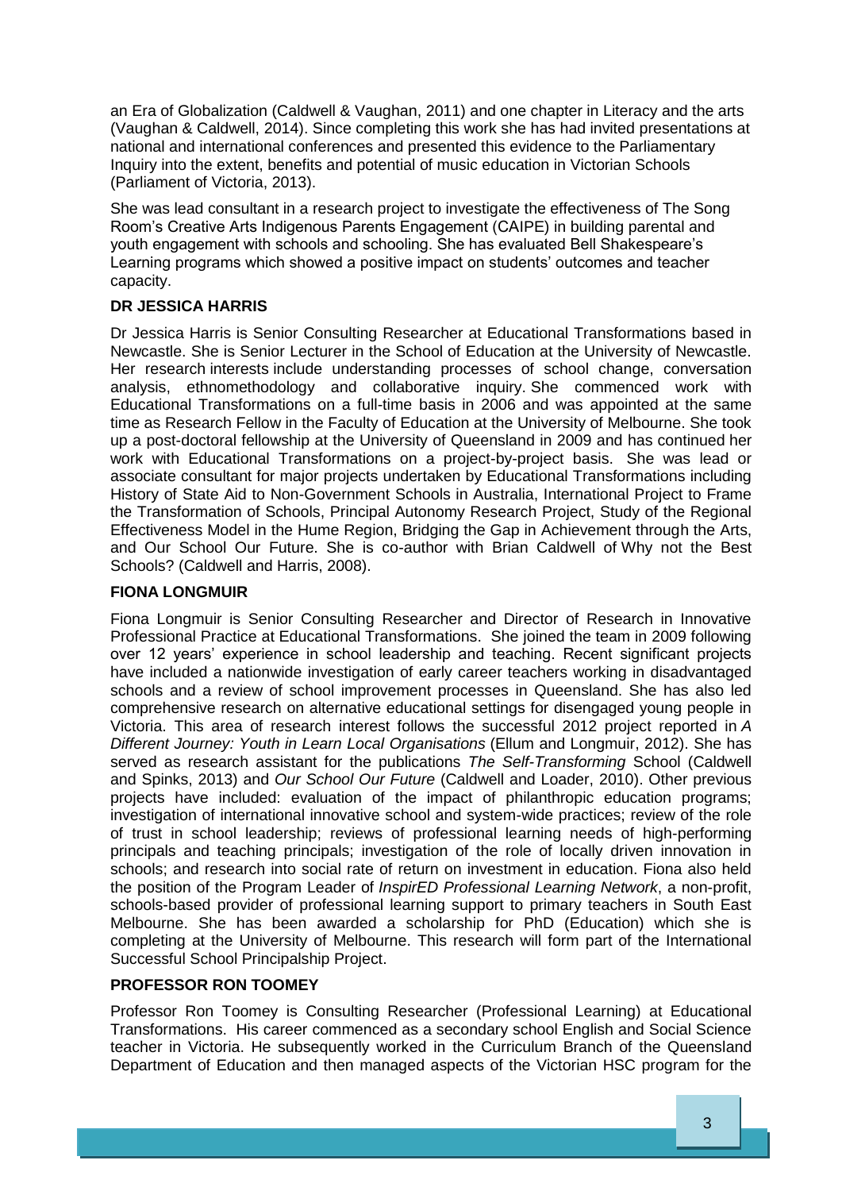an Era of Globalization (Caldwell & Vaughan, 2011) and one chapter in Literacy and the arts (Vaughan & Caldwell, 2014). Since completing this work she has had invited presentations at national and international conferences and presented this evidence to the Parliamentary Inquiry into the extent, benefits and potential of music education in Victorian Schools (Parliament of Victoria, 2013).

She was lead consultant in a research project to investigate the effectiveness of The Song Room's Creative Arts Indigenous Parents Engagement (CAIPE) in building parental and youth engagement with schools and schooling. She has evaluated Bell Shakespeare's Learning programs which showed a positive impact on students' outcomes and teacher capacity.

### DR JESSICA HARRIS

Dr Jessica Harris is Senior Consulting Researcher at Educational Transformations based in Newcastle. She is Senior Lecturer in the School of Education at the University of Newcastle. Her research interests include understanding processes of school change, conversation analysis, ethnomethodology and collaborative inquiry. She commenced work with Educational Transformations on a full-time basis in 2006 and was appointed at the same time as Research Fellow in the Faculty of Education at the University of Melbourne. She took up a post-doctoral fellowship at the University of Queensland in 2009 and has continued her work with Educational Transformations on a project-by-project basis. She was lead or associate consultant for major projects undertaken by Educational Transformations including History of State Aid to Non-Government Schools in Australia, International Project to Frame the Transformation of Schools, Principal Autonomy Research Project, Study of the Regional Effectiveness Model in the Hume Region, Bridging the Gap in Achievement through the Arts, and Our School Our Future. She is co-author with Brian Caldwell of Why not the Best Schools? (Caldwell and Harris, 2008).

### FIONA LONGMUIR

Fiona Longmuir is Senior Consulting Researcher and Director of Research in Innovative Professional Practice at Educational Transformations. She joined the team in 2009 following over 12 years' experience in school leadership and teaching. Recent significant projects have included a nationwide investigation of early career teachers working in disadvantaged schools and a review of school improvement processes in Queensland. She has also led comprehensive research on alternative educational settings for disengaged young people in Victoria. This area of research interest follows the successful 2012 project reported in *A Different Journey: Youth in Learn Local Organisations* (Ellum and Longmuir, 2012). She has served as research assistant for the publications *The Self-Transforming* School (Caldwell and Spinks, 2013) and *Our School Our Future* (Caldwell and Loader, 2010). Other previous projects have included: evaluation of the impact of philanthropic education programs; investigation of international innovative school and system-wide practices; review of the role of trust in school leadership; reviews of professional learning needs of high-performing principals and teaching principals; investigation of the role of locally driven innovation in schools; and research into social rate of return on investment in education. Fiona also held the position of the Program Leader of *InspirED Professional Learning Network*, a non-profit, schools-based provider of professional learning support to primary teachers in South East Melbourne. She has been awarded a scholarship for PhD (Education) which she is completing at the University of Melbourne. This research will form part of the International Successful School Principalship Project.

### PROFESSOR RON TOOMEY

Professor Ron Toomey is Consulting Researcher (Professional Learning) at Educational Transformations. His career commenced as a secondary school English and Social Science teacher in Victoria. He subsequently worked in the Curriculum Branch of the Queensland Department of Education and then managed aspects of the Victorian HSC program for the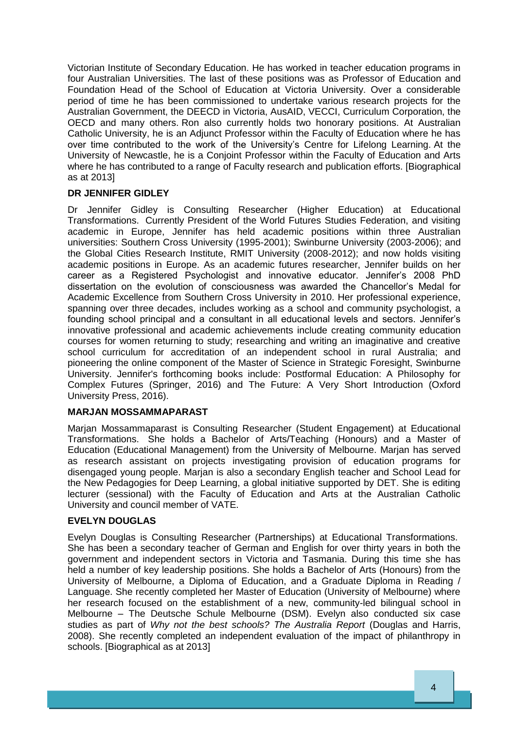Victorian Institute of Secondary Education. He has worked in teacher education programs in four Australian Universities. The last of these positions was as Professor of Education and Foundation Head of the School of Education at Victoria University. Over a considerable period of time he has been commissioned to undertake various research projects for the Australian Government, the DEECD in Victoria, AusAID, VECCI, Curriculum Corporation, the OECD and many others. Ron also currently holds two honorary positions. At Australian Catholic University, he is an Adjunct Professor within the Faculty of Education where he has over time contributed to the work of the University's Centre for Lifelong Learning. At the University of Newcastle, he is a Conjoint Professor within the Faculty of Education and Arts where he has contributed to a range of Faculty research and publication efforts. [Biographical as at 2013]

**DR JENNIFER GIDLEY**

Dr Jennifer Gidley is Consulting Researcher (Higher Education) at Educational Transformations. Currently President of the World Futures Studies Federation, and visiting academic in Europe, Jennifer has held academic positions within three Australian universities: Southern Cross University (1995-2001); Swinburne University (2003-2006); and the Global Cities Research Institute, RMIT University (2008-2012); and now holds visiting academic positions in Europe. As an academic futures researcher, Jennifer builds on her career as a Registered Psychologist and innovative educator. Jennifer's 2008 PhD dissertation on the evolution of consciousness was awarded the Chancellor's Medal for Academic Excellence from Southern Cross University in 2010. Her professional experience, spanning over three decades, includes working as a school and community psychologist, a founding school principal and a consultant in all educational levels and sectors. Jennifer's innovative professional and academic achievements include creating community education courses for women returning to study; researching and writing an imaginative and creative school curriculum for accreditation of an independent school in rural Australia; and pioneering the online component of the Master of Science in Strategic Foresight, Swinburne University. Jennifer's forthcoming books include: Postformal Education: A Philosophy for Complex Futures (Springer, 2016) and The Future: A Very Short Introduction (Oxford University Press, 2016).

**MARJAN MOSSAMMAPARAST**

Marjan Mossammaparast is Consulting Researcher (Student Engagement) at Educational Transformations. She holds a Bachelor of Arts/Teaching (Honours) and a Master of Education (Educational Management) from the University of Melbourne. Marjan has served as research assistant on projects investigating provision of education programs for disengaged young people. Marjan is also a secondary English teacher and School Lead for the New Pedagogies for Deep Learning, a global initiative supported by DET. She is editing lecturer (sessional) with the Faculty of Education and Arts at the Australian Catholic University and council member of VATE.

**EVELYN DOUGLAS**

Evelyn Douglas is Consulting Researcher (Partnerships) at Educational Transformations. She has been a secondary teacher of German and English for over thirty years in both the government and independent sectors in Victoria and Tasmania. During this time she has held a number of key leadership positions. She holds a Bachelor of Arts (Honours) from the University of Melbourne, a Diploma of Education, and a Graduate Diploma in Reading / Language. She recently completed her Master of Education (University of Melbourne) where her research focused on the establishment of a new, community-led bilingual school in Melbourne – The Deutsche Schule Melbourne (DSM). Evelyn also conducted six case studies as part of *Why not the best schools? The Australia Report* (Douglas and Harris, 2008). She recently completed an independent evaluation of the impact of philanthropy in schools. [Biographical as at 2013]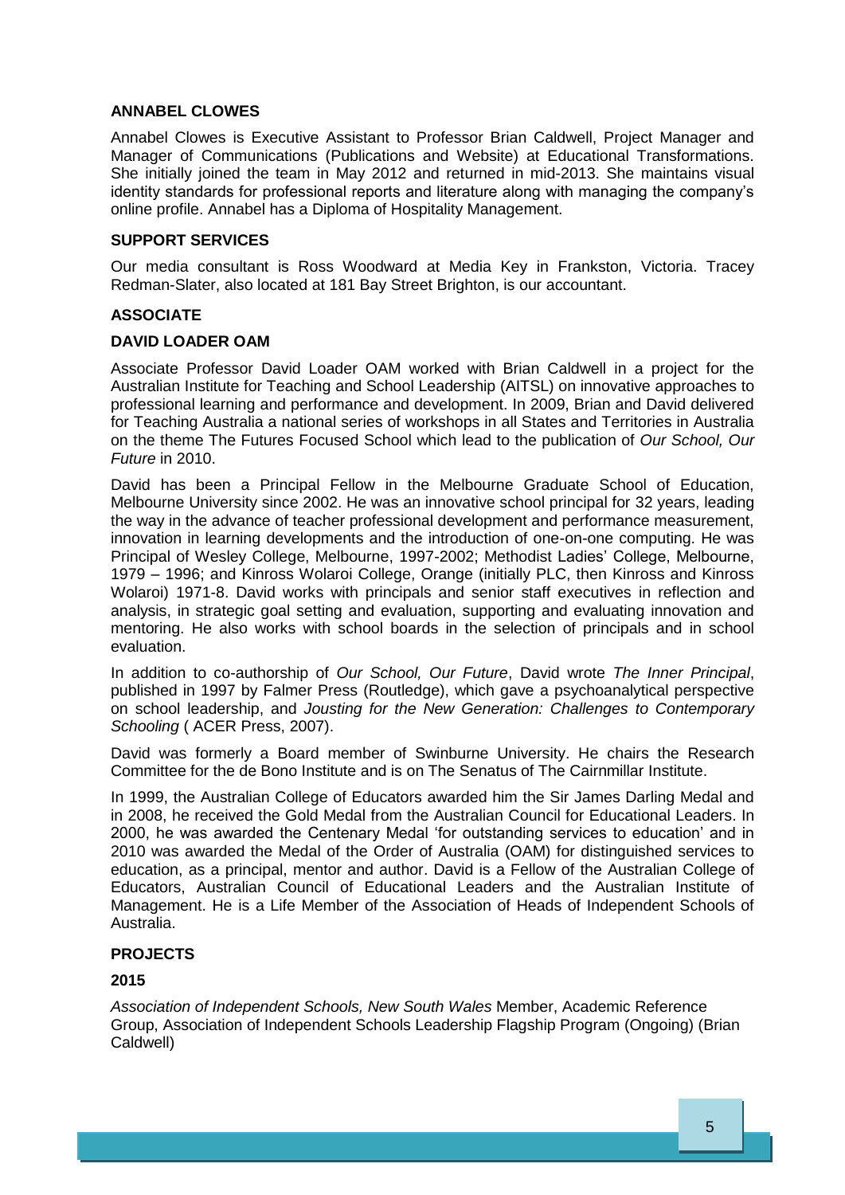### ANNABEL CLOWES

Annabel Clowes is Executive Assistant to Professor Brian Caldwell, Project Manager and Manager of Communications (Publications and Website) at Educational Transformations. She initially joined the team in May 2012 and returned in mid-2013. She maintains visual identity standards for professional reports and literature along with managing the company's online profile. Annabel has a Diploma of Hospitality Management.

### SUPPORT SERVICES

Our media consultant is Ross Woodward at Media Key in Frankston, Victoria. Tracey Redman-Slater, also located at 181 Bay Street Brighton, is our accountant.

### ASSOCIATE

### DAVID LOADER OAM

Associate Professor David Loader OAM worked with Brian Caldwell in a project for the Australian Institute for Teaching and School Leadership (AITSL) on innovative approaches to professional learning and performance and development. In 2009, Brian and David delivered for Teaching Australia a national series of workshops in all States and Territories in Australia on the theme The Futures Focused School which lead to the publication of *Our School, Our Future* in 2010.

David has been a Principal Fellow in the Melbourne Graduate School of Education, Melbourne University since 2002. He was an innovative school principal for 32 years, leading the way in the advance of teacher professional development and performance measurement, innovation in learning developments and the introduction of one-on-one computing. He was Principal of Wesley College, Melbourne, 1997-2002; Methodist Ladies' College, Melbourne, 1979 – 1996; and Kinross Wolaroi College, Orange (initially PLC, then Kinross and Kinross Wolaroi) 1971-8. David works with principals and senior staff executives in reflection and analysis, in strategic goal setting and evaluation, supporting and evaluating innovation and mentoring. He also works with school boards in the selection of principals and in school evaluation.

In addition to co-authorship of *Our School, Our Future*, David wrote *The Inner Principal*, published in 1997 by Falmer Press (Routledge), which gave a psychoanalytical perspective on school leadership, and *Jousting for the New Generation: Challenges to Contemporary Schooling* ( ACER Press, 2007).

David was formerly a Board member of Swinburne University. He chairs the Research Committee for the de Bono Institute and is on The Senatus of The Cairnmillar Institute.

In 1999, the Australian College of Educators awarded him the Sir James Darling Medal and in 2008, he received the Gold Medal from the Australian Council for Educational Leaders. In 2000, he was awarded the Centenary Medal 'for outstanding services to education' and in 2010 was awarded the Medal of the Order of Australia (OAM) for distinguished services to education, as a principal, mentor and author. David is a Fellow of the Australian College of Educators, Australian Council of Educational Leaders and the Australian Institute of Management. He is a Life Member of the Association of Heads of Independent Schools of Australia.

### PROJECTS

### 2015

*Association of Independent Schools, New South Wales* Member, Academic Reference Group, Association of Independent Schools Leadership Flagship Program (Ongoing) (Brian Caldwell)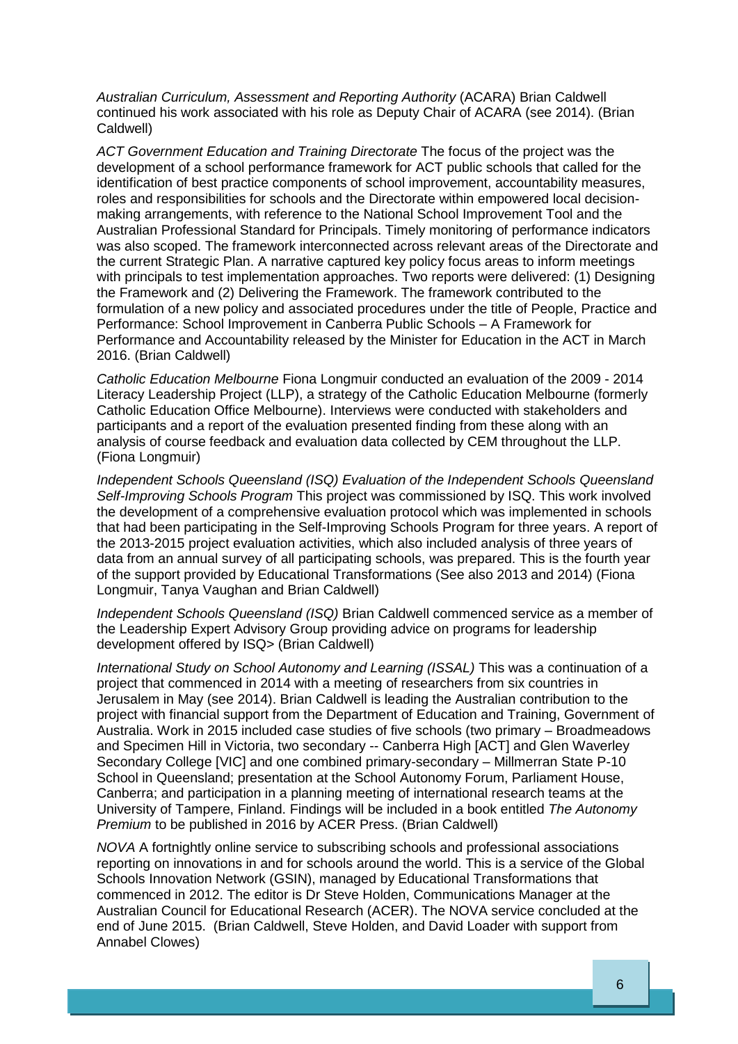*Australian Curriculum, Assessment and Reporting Authority* (ACARA) Brian Caldwell continued his work associated with his role as Deputy Chair of ACARA (see 2014). (Brian Caldwell)

*ACT Government Education and Training Directorate* The focus of the project was the development of a school performance framework for ACT public schools that called for the identification of best practice components of school improvement, accountability measures, roles and responsibilities for schools and the Directorate within empowered local decision-making arrangements, with reference to the National School Improvement Tool and the Australian Professional Standard for Principals. Timely monitoring of performance indicators was also scoped. The framework interconnected across relevant areas of the Directorate and the current Strategic Plan. A narrative captured key policy focus areas to inform meetings with principals to test implementation approaches. Two reports were delivered: (1) Designing the Framework and (2) Delivering the Framework. The framework contributed to the formulation of a new policy and associated procedures under the title of People, Practice and Performance: School Improvement in Canberra Public Schools – A Framework for Performance and Accountability released by the Minister for Education in the ACT in March 2016. (Brian Caldwell)

*Catholic Education Melbourne* Fiona Longmuir conducted an evaluation of the 2009 - 2014 Literacy Leadership Project (LLP), a strategy of the Catholic Education Melbourne (formerly Catholic Education Office Melbourne). Interviews were conducted with stakeholders and participants and a report of the evaluation presented finding from these along with an analysis of course feedback and evaluation data collected by CEM throughout the LLP. (Fiona Longmuir)

*Independent Schools Queensland (ISQ) Evaluation of the Independent Schools Queensland Self-Improving Schools Program* This project was commissioned by ISQ. This work involved the development of a comprehensive evaluation protocol which was implemented in schools that had been participating in the Self-Improving Schools Program for three years. A report of the 2013-2015 project evaluation activities, which also included analysis of three years of data from an annual survey of all participating schools, was prepared. This is the fourth year of the support provided by Educational Transformations (See also 2013 and 2014) (Fiona Longmuir, Tanya Vaughan and Brian Caldwell)

*Independent Schools Queensland (ISQ)* Brian Caldwell commenced service as a member of the Leadership Expert Advisory Group providing advice on programs for leadership development offered by ISQ> (Brian Caldwell)

*International Study on School Autonomy and Learning (ISSAL)* This was a continuation of a project that commenced in 2014 with a meeting of researchers from six countries in Jerusalem in May (see 2014). Brian Caldwell is leading the Australian contribution to the project with financial support from the Department of Education and Training, Government of Australia. Work in 2015 included case studies of five schools (two primary – Broadmeadows and Specimen Hill in Victoria, two secondary -- Canberra High [ACT] and Glen Waverley Secondary College [VIC] and one combined primary-secondary – Millmerran State P-10 School in Queensland; presentation at the School Autonomy Forum, Parliament House, Canberra; and participation in a planning meeting of international research teams at the University of Tampere, Finland. Findings will be included in a book entitled *The Autonomy Premium* to be published in 2016 by ACER Press. (Brian Caldwell)

*NOVA* A fortnightly online service to subscribing schools and professional associations reporting on innovations in and for schools around the world. This is a service of the Global Schools Innovation Network (GSIN), managed by Educational Transformations that commenced in 2012. The editor is Dr Steve Holden, Communications Manager at the Australian Council for Educational Research (ACER). The NOVA service concluded at the end of June 2015. (Brian Caldwell, Steve Holden, and David Loader with support from Annabel Clowes)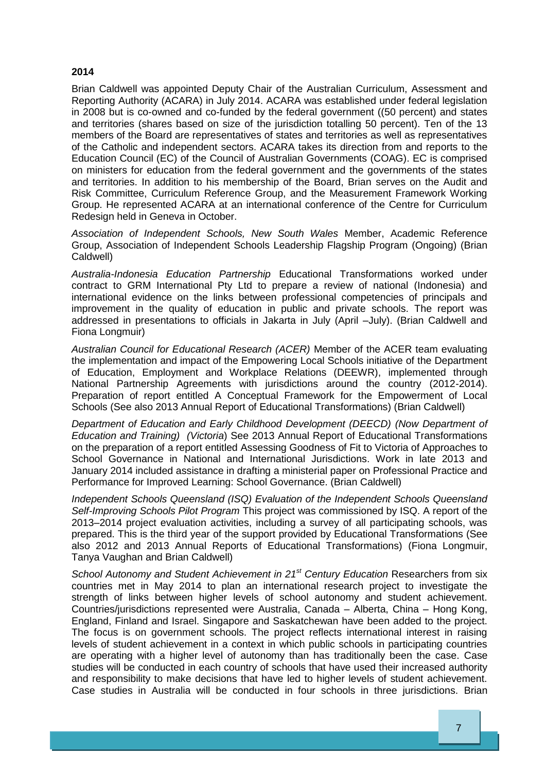**2014**

Brian Caldwell was appointed Deputy Chair of the Australian Curriculum, Assessment and Reporting Authority (ACARA) in July 2014. ACARA was established under federal legislation in 2008 but is co-owned and co-funded by the federal government ((50 percent) and states and territories (shares based on size of the jurisdiction totalling 50 percent). Ten of the 13 members of the Board are representatives of states and territories as well as representatives of the Catholic and independent sectors. ACARA takes its direction from and reports to the Education Council (EC) of the Council of Australian Governments (COAG). EC is comprised on ministers for education from the federal government and the governments of the states and territories. In addition to his membership of the Board, Brian serves on the Audit and Risk Committee, Curriculum Reference Group, and the Measurement Framework Working Group. He represented ACARA at an international conference of the Centre for Curriculum Redesign held in Geneva in October.

*Association of Independent Schools, New South Wales* Member, Academic Reference Group, Association of Independent Schools Leadership Flagship Program (Ongoing) (Brian Caldwell)

*Australia-Indonesia Education Partnership* Educational Transformations worked under contract to GRM International Pty Ltd to prepare a review of national (Indonesia) and international evidence on the links between professional competencies of principals and improvement in the quality of education in public and private schools. The report was addressed in presentations to officials in Jakarta in July (April –July). (Brian Caldwell and Fiona Longmuir)

*Australian Council for Educational Research (ACER)* Member of the ACER team evaluating the implementation and impact of the Empowering Local Schools initiative of the Department of Education, Employment and Workplace Relations (DEEWR), implemented through National Partnership Agreements with jurisdictions around the country (2012-2014). Preparation of report entitled A Conceptual Framework for the Empowerment of Local Schools (See also 2013 Annual Report of Educational Transformations) (Brian Caldwell)

*Department of Education and Early Childhood Development (DEECD) (Now Department of Education and Training) (Victoria*) See 2013 Annual Report of Educational Transformations on the preparation of a report entitled Assessing Goodness of Fit to Victoria of Approaches to School Governance in National and International Jurisdictions. Work in late 2013 and January 2014 included assistance in drafting a ministerial paper on Professional Practice and Performance for Improved Learning: School Governance. (Brian Caldwell)

*Independent Schools Queensland (ISQ) Evaluation of the Independent Schools Queensland Self-Improving Schools Pilot Program* This project was commissioned by ISQ. A report of the 2013–2014 project evaluation activities, including a survey of all participating schools, was prepared. This is the third year of the support provided by Educational Transformations (See also 2012 and 2013 Annual Reports of Educational Transformations) (Fiona Longmuir, Tanya Vaughan and Brian Caldwell)

*School Autonomy and Student Achievement in 21st Century Education* Researchers from six countries met in May 2014 to plan an international research project to investigate the strength of links between higher levels of school autonomy and student achievement. Countries/jurisdictions represented were Australia, Canada – Alberta, China – Hong Kong, England, Finland and Israel. Singapore and Saskatchewan have been added to the project. The focus is on government schools. The project reflects international interest in raising levels of student achievement in a context in which public schools in participating countries are operating with a higher level of autonomy than has traditionally been the case. Case studies will be conducted in each country of schools that have used their increased authority and responsibility to make decisions that have led to higher levels of student achievement. Case studies in Australia will be conducted in four schools in three jurisdictions. Brian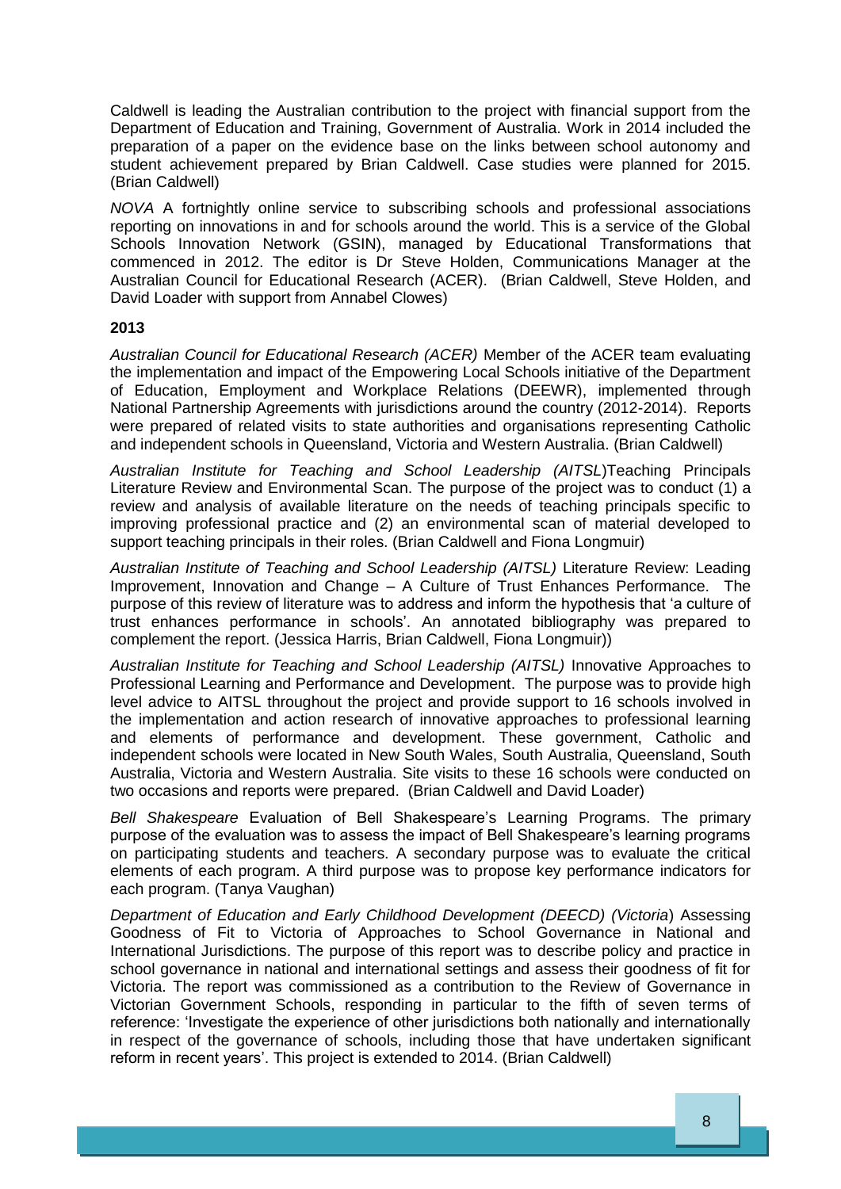Caldwell is leading the Australian contribution to the project with financial support from the Department of Education and Training, Government of Australia. Work in 2014 included the preparation of a paper on the evidence base on the links between school autonomy and student achievement prepared by Brian Caldwell. Case studies were planned for 2015. (Brian Caldwell)

*NOVA* A fortnightly online service to subscribing schools and professional associations reporting on innovations in and for schools around the world. This is a service of the Global Schools Innovation Network (GSIN), managed by Educational Transformations that commenced in 2012. The editor is Dr Steve Holden, Communications Manager at the Australian Council for Educational Research (ACER). (Brian Caldwell, Steve Holden, and David Loader with support from Annabel Clowes)

**2013**

*Australian Council for Educational Research (ACER)* Member of the ACER team evaluating the implementation and impact of the Empowering Local Schools initiative of the Department of Education, Employment and Workplace Relations (DEEWR), implemented through National Partnership Agreements with jurisdictions around the country (2012-2014). Reports were prepared of related visits to state authorities and organisations representing Catholic and independent schools in Queensland, Victoria and Western Australia. (Brian Caldwell)

*Australian Institute for Teaching and School Leadership (AITSL*)Teaching Principals Literature Review and Environmental Scan. The purpose of the project was to conduct (1) a review and analysis of available literature on the needs of teaching principals specific to improving professional practice and (2) an environmental scan of material developed to support teaching principals in their roles. (Brian Caldwell and Fiona Longmuir)

*Australian Institute of Teaching and School Leadership (AITSL)* Literature Review: Leading Improvement, Innovation and Change – A Culture of Trust Enhances Performance. The purpose of this review of literature was to address and inform the hypothesis that 'a culture of trust enhances performance in schools'. An annotated bibliography was prepared to complement the report. (Jessica Harris, Brian Caldwell, Fiona Longmuir))

*Australian Institute for Teaching and School Leadership (AITSL)* Innovative Approaches to Professional Learning and Performance and Development. The purpose was to provide high level advice to AITSL throughout the project and provide support to 16 schools involved in the implementation and action research of innovative approaches to professional learning and elements of performance and development. These government, Catholic and independent schools were located in New South Wales, South Australia, Queensland, South Australia, Victoria and Western Australia. Site visits to these 16 schools were conducted on two occasions and reports were prepared. (Brian Caldwell and David Loader)

*Bell Shakespeare* Evaluation of Bell Shakespeare's Learning Programs. The primary purpose of the evaluation was to assess the impact of Bell Shakespeare's learning programs on participating students and teachers. A secondary purpose was to evaluate the critical elements of each program. A third purpose was to propose key performance indicators for each program. (Tanya Vaughan)

*Department of Education and Early Childhood Development (DEECD) (Victoria*) Assessing Goodness of Fit to Victoria of Approaches to School Governance in National and International Jurisdictions. The purpose of this report was to describe policy and practice in school governance in national and international settings and assess their goodness of fit for Victoria. The report was commissioned as a contribution to the Review of Governance in Victorian Government Schools, responding in particular to the fifth of seven terms of reference: 'Investigate the experience of other jurisdictions both nationally and internationally in respect of the governance of schools, including those that have undertaken significant reform in recent years'. This project is extended to 2014. (Brian Caldwell)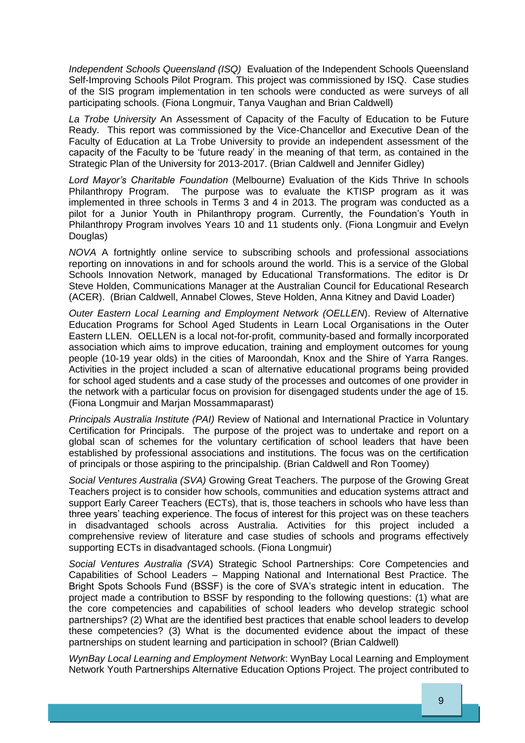*Independent Schools Queensland (ISQ)* Evaluation of the Independent Schools Queensland Self-Improving Schools Pilot Program. This project was commissioned by ISQ. Case studies of the SIS program implementation in ten schools were conducted as were surveys of all participating schools. (Fiona Longmuir, Tanya Vaughan and Brian Caldwell)

*La Trobe University* An Assessment of Capacity of the Faculty of Education to be Future Ready. This report was commissioned by the Vice-Chancellor and Executive Dean of the Faculty of Education at La Trobe University to provide an independent assessment of the capacity of the Faculty to be 'future ready' in the meaning of that term, as contained in the Strategic Plan of the University for 2013-2017. (Brian Caldwell and Jennifer Gidley)

*Lord Mayor's Charitable Foundation* (Melbourne) Evaluation of the Kids Thrive In schools Philanthropy Program. The purpose was to evaluate the KTISP program as it was implemented in three schools in Terms 3 and 4 in 2013. The program was conducted as a pilot for a Junior Youth in Philanthropy program. Currently, the Foundation's Youth in Philanthropy Program involves Years 10 and 11 students only. (Fiona Longmuir and Evelyn Douglas)

*NOVA* A fortnightly online service to subscribing schools and professional associations reporting on innovations in and for schools around the world. This is a service of the Global Schools Innovation Network, managed by Educational Transformations. The editor is Dr Steve Holden, Communications Manager at the Australian Council for Educational Research (ACER). (Brian Caldwell, Annabel Clowes, Steve Holden, Anna Kitney and David Loader)

*Outer Eastern Local Learning and Employment Network (OELLEN*). Review of Alternative Education Programs for School Aged Students in Learn Local Organisations in the Outer Eastern LLEN. OELLEN is a local not-for-profit, community-based and formally incorporated association which aims to improve education, training and employment outcomes for young people (10-19 year olds) in the cities of Maroondah, Knox and the Shire of Yarra Ranges. Activities in the project included a scan of alternative educational programs being provided for school aged students and a case study of the processes and outcomes of one provider in the network with a particular focus on provision for disengaged students under the age of 15. (Fiona Longmuir and Marjan Mossammaparast)

*Principals Australia Institute (PAI)* Review of National and International Practice in Voluntary Certification for Principals. The purpose of the project was to undertake and report on a global scan of schemes for the voluntary certification of school leaders that have been established by professional associations and institutions. The focus was on the certification of principals or those aspiring to the principalship. (Brian Caldwell and Ron Toomey)

*Social Ventures Australia (SVA)* Growing Great Teachers. The purpose of the Growing Great Teachers project is to consider how schools, communities and education systems attract and support Early Career Teachers (ECTs), that is, those teachers in schools who have less than three years' teaching experience. The focus of interest for this project was on these teachers in disadvantaged schools across Australia. Activities for this project included a comprehensive review of literature and case studies of schools and programs effectively supporting ECTs in disadvantaged schools. (Fiona Longmuir)

*Social Ventures Australia (SVA*) Strategic School Partnerships: Core Competencies and Capabilities of School Leaders – Mapping National and International Best Practice. The Bright Spots Schools Fund (BSSF) is the core of SVA's strategic intent in education. The project made a contribution to BSSF by responding to the following questions: (1) what are the core competencies and capabilities of school leaders who develop strategic school partnerships? (2) What are the identified best practices that enable school leaders to develop these competencies? (3) What is the documented evidence about the impact of these partnerships on student learning and participation in school? (Brian Caldwell)

*WynBay Local Learning and Employment Network*: WynBay Local Learning and Employment Network Youth Partnerships Alternative Education Options Project. The project contributed to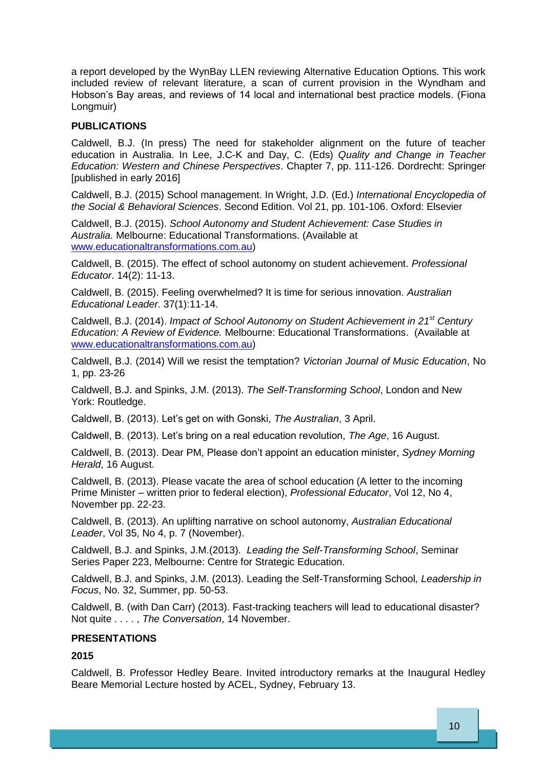a report developed by the WynBay LLEN reviewing Alternative Education Options. This work included review of relevant literature, a scan of current provision in the Wyndham and Hobson's Bay areas, and reviews of 14 local and international best practice models. (Fiona Longmuir)

**PUBLICATIONS**

Caldwell, B.J. (In press) The need for stakeholder alignment on the future of teacher education in Australia. In Lee, J.C-K and Day, C. (Eds) *Quality and Change in Teacher Education: Western and Chinese Perspectives*. Chapter 7, pp. 111-126. Dordrecht: Springer [published in early 2016]

Caldwell, B.J. (2015) School management. In Wright, J.D. (Ed.) *International Encyclopedia of the Social & Behavioral Sciences*. Second Edition. Vol 21, pp. 101-106. Oxford: Elsevier

Caldwell, B.J. (2015). *School Autonomy and Student Achievement: Case Studies in Australia.* Melbourne: Educational Transformations. (Available at www.educationaltransformations.com.au)

Caldwell, B. (2015). The effect of school autonomy on student achievement. *Professional Educator*. 14(2): 11-13.

Caldwell, B. (2015). Feeling overwhelmed? It is time for serious innovation. *Australian Educational Leader*. 37(1):11-14.

Caldwell, B.J. (2014). *Impact of School Autonomy on Student Achievement in 21st Century Education: A Review of Evidence.* Melbourne: Educational Transformations. (Available at www.educationaltransformations.com.au)

Caldwell, B.J. (2014) Will we resist the temptation? *Victorian Journal of Music Education*, No 1, pp. 23-26

Caldwell, B.J. and Spinks, J.M. (2013). *The Self-Transforming School*, London and New York: Routledge.

Caldwell, B. (2013). Let's get on with Gonski, *The Australian*, 3 April.

Caldwell, B. (2013). Let's bring on a real education revolution, *The Age*, 16 August.

Caldwell, B. (2013). Dear PM, Please don't appoint an education minister, *Sydney Morning Herald*, 16 August.

Caldwell, B. (2013). Please vacate the area of school education (A letter to the incoming Prime Minister – written prior to federal election), *Professional Educator*, Vol 12, No 4, November pp. 22-23.

Caldwell, B. (2013). An uplifting narrative on school autonomy, *Australian Educational Leader*, Vol 35, No 4, p. 7 (November).

Caldwell, B.J. and Spinks, J.M.(2013). *Leading the Self-Transforming School*, Seminar Series Paper 223, Melbourne: Centre for Strategic Education.

Caldwell, B.J. and Spinks, J.M. (2013). Leading the Self-Transforming School, *Leadership in Focus*, No. 32, Summer, pp. 50-53.

Caldwell, B. (with Dan Carr) (2013). Fast-tracking teachers will lead to educational disaster? Not quite . . . . , *The Conversation*, 14 November.

**PRESENTATIONS**

**2015**

Caldwell, B. Professor Hedley Beare. Invited introductory remarks at the Inaugural Hedley Beare Memorial Lecture hosted by ACEL, Sydney, February 13.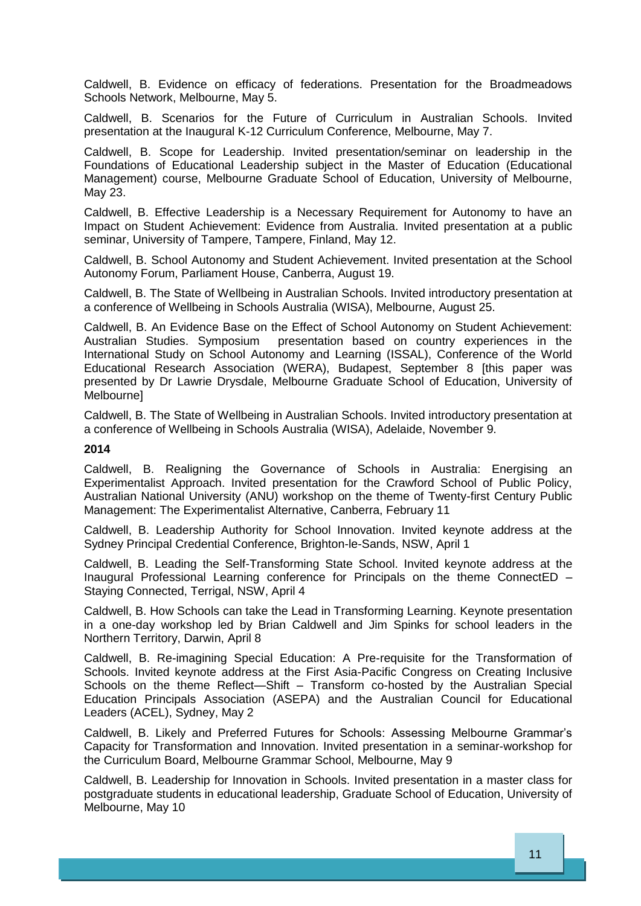Caldwell, B. Evidence on efficacy of federations. Presentation for the Broadmeadows Schools Network, Melbourne, May 5.

Caldwell, B. Scenarios for the Future of Curriculum in Australian Schools. Invited presentation at the Inaugural K-12 Curriculum Conference, Melbourne, May 7.

Caldwell, B. Scope for Leadership. Invited presentation/seminar on leadership in the Foundations of Educational Leadership subject in the Master of Education (Educational Management) course, Melbourne Graduate School of Education, University of Melbourne, May 23.

Caldwell, B. Effective Leadership is a Necessary Requirement for Autonomy to have an Impact on Student Achievement: Evidence from Australia. Invited presentation at a public seminar, University of Tampere, Tampere, Finland, May 12.

Caldwell, B. School Autonomy and Student Achievement. Invited presentation at the School Autonomy Forum, Parliament House, Canberra, August 19.

Caldwell, B. The State of Wellbeing in Australian Schools. Invited introductory presentation at a conference of Wellbeing in Schools Australia (WISA), Melbourne, August 25.

Caldwell, B. An Evidence Base on the Effect of School Autonomy on Student Achievement: Australian Studies. Symposium presentation based on country experiences in the International Study on School Autonomy and Learning (ISSAL), Conference of the World Educational Research Association (WERA), Budapest, September 8 [this paper was presented by Dr Lawrie Drysdale, Melbourne Graduate School of Education, University of Melbourne]

Caldwell, B. The State of Wellbeing in Australian Schools. Invited introductory presentation at a conference of Wellbeing in Schools Australia (WISA), Adelaide, November 9.

**2014**

Caldwell, B. Realigning the Governance of Schools in Australia: Energising an Experimentalist Approach. Invited presentation for the Crawford School of Public Policy, Australian National University (ANU) workshop on the theme of Twenty-first Century Public Management: The Experimentalist Alternative, Canberra, February 11

Caldwell, B. Leadership Authority for School Innovation. Invited keynote address at the Sydney Principal Credential Conference, Brighton-le-Sands, NSW, April 1

Caldwell, B. Leading the Self-Transforming State School. Invited keynote address at the Inaugural Professional Learning conference for Principals on the theme ConnectED – Staying Connected, Terrigal, NSW, April 4

Caldwell, B. How Schools can take the Lead in Transforming Learning. Keynote presentation in a one-day workshop led by Brian Caldwell and Jim Spinks for school leaders in the Northern Territory, Darwin, April 8

Caldwell, B. Re-imagining Special Education: A Pre-requisite for the Transformation of Schools. Invited keynote address at the First Asia-Pacific Congress on Creating Inclusive Schools on the theme Reflect—Shift – Transform co-hosted by the Australian Special Education Principals Association (ASEPA) and the Australian Council for Educational Leaders (ACEL), Sydney, May 2

Caldwell, B. Likely and Preferred Futures for Schools: Assessing Melbourne Grammar's Capacity for Transformation and Innovation. Invited presentation in a seminar-workshop for the Curriculum Board, Melbourne Grammar School, Melbourne, May 9

Caldwell, B. Leadership for Innovation in Schools. Invited presentation in a master class for postgraduate students in educational leadership, Graduate School of Education, University of Melbourne, May 10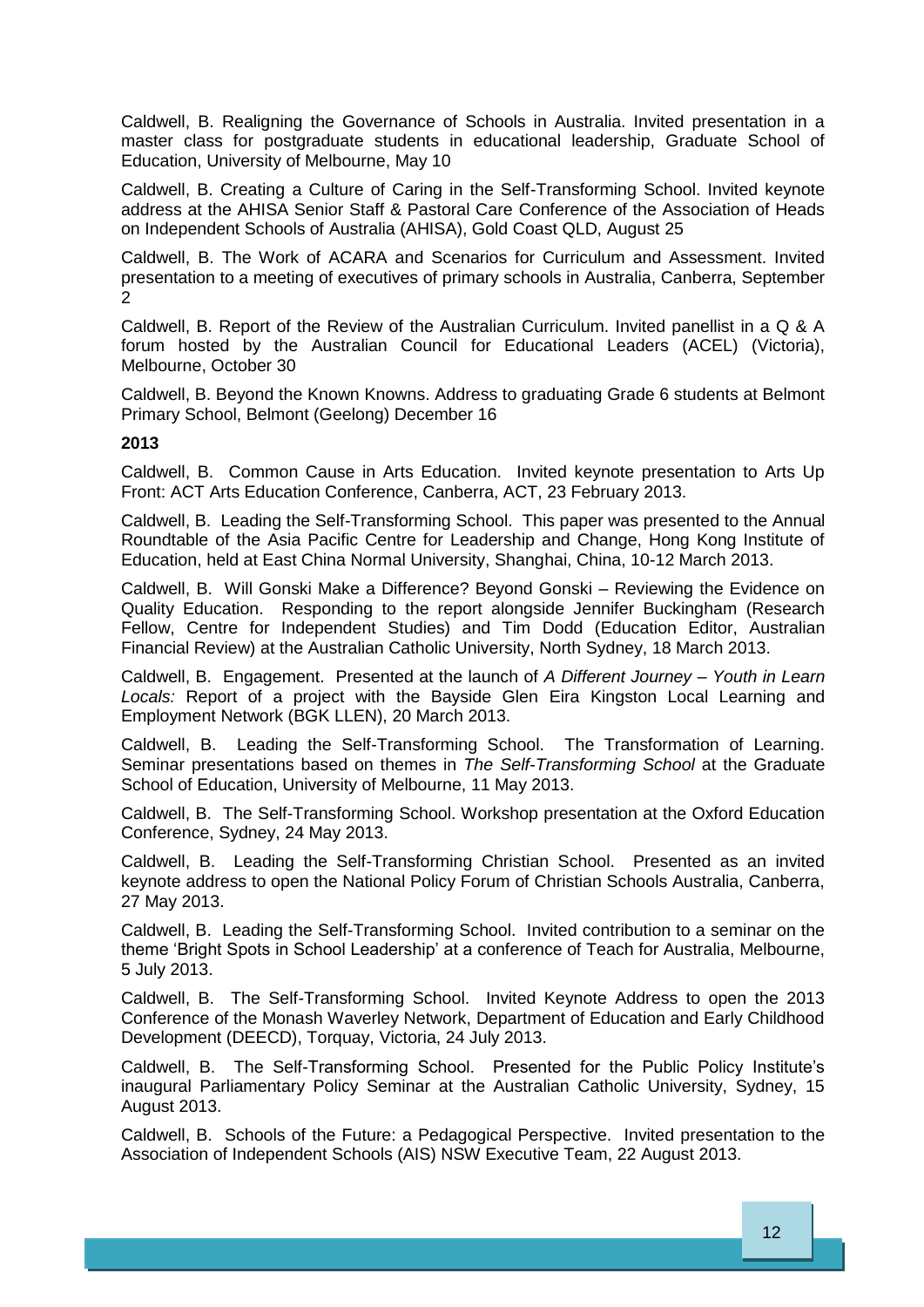Caldwell, B. Realigning the Governance of Schools in Australia. Invited presentation in a master class for postgraduate students in educational leadership, Graduate School of Education, University of Melbourne, May 10

Caldwell, B. Creating a Culture of Caring in the Self-Transforming School. Invited keynote address at the AHISA Senior Staff & Pastoral Care Conference of the Association of Heads on Independent Schools of Australia (AHISA), Gold Coast QLD, August 25

Caldwell, B. The Work of ACARA and Scenarios for Curriculum and Assessment. Invited presentation to a meeting of executives of primary schools in Australia, Canberra, September 2

Caldwell, B. Report of the Review of the Australian Curriculum. Invited panellist in a Q & A forum hosted by the Australian Council for Educational Leaders (ACEL) (Victoria), Melbourne, October 30

Caldwell, B. Beyond the Known Knowns. Address to graduating Grade 6 students at Belmont Primary School, Belmont (Geelong) December 16

**2013**

Caldwell, B. Common Cause in Arts Education. Invited keynote presentation to Arts Up Front: ACT Arts Education Conference, Canberra, ACT, 23 February 2013.

Caldwell, B. Leading the Self-Transforming School. This paper was presented to the Annual Roundtable of the Asia Pacific Centre for Leadership and Change, Hong Kong Institute of Education, held at East China Normal University, Shanghai, China, 10-12 March 2013.

Caldwell, B. Will Gonski Make a Difference? Beyond Gonski – Reviewing the Evidence on Quality Education. Responding to the report alongside Jennifer Buckingham (Research Fellow, Centre for Independent Studies) and Tim Dodd (Education Editor, Australian Financial Review) at the Australian Catholic University, North Sydney, 18 March 2013.

Caldwell, B. Engagement. Presented at the launch of *A Different Journey – Youth in Learn Locals:* Report of a project with the Bayside Glen Eira Kingston Local Learning and Employment Network (BGK LLEN), 20 March 2013.

Caldwell, B. Leading the Self-Transforming School. The Transformation of Learning. Seminar presentations based on themes in *The Self-Transforming School* at the Graduate School of Education, University of Melbourne, 11 May 2013.

Caldwell, B. The Self-Transforming School. Workshop presentation at the Oxford Education Conference, Sydney, 24 May 2013.

Caldwell, B. Leading the Self-Transforming Christian School. Presented as an invited keynote address to open the National Policy Forum of Christian Schools Australia, Canberra, 27 May 2013.

Caldwell, B. Leading the Self-Transforming School. Invited contribution to a seminar on the theme 'Bright Spots in School Leadership' at a conference of Teach for Australia, Melbourne, 5 July 2013.

Caldwell, B. The Self-Transforming School. Invited Keynote Address to open the 2013 Conference of the Monash Waverley Network, Department of Education and Early Childhood Development (DEECD), Torquay, Victoria, 24 July 2013.

Caldwell, B. The Self-Transforming School. Presented for the Public Policy Institute's inaugural Parliamentary Policy Seminar at the Australian Catholic University, Sydney, 15 August 2013.

Caldwell, B. Schools of the Future: a Pedagogical Perspective. Invited presentation to the Association of Independent Schools (AIS) NSW Executive Team, 22 August 2013.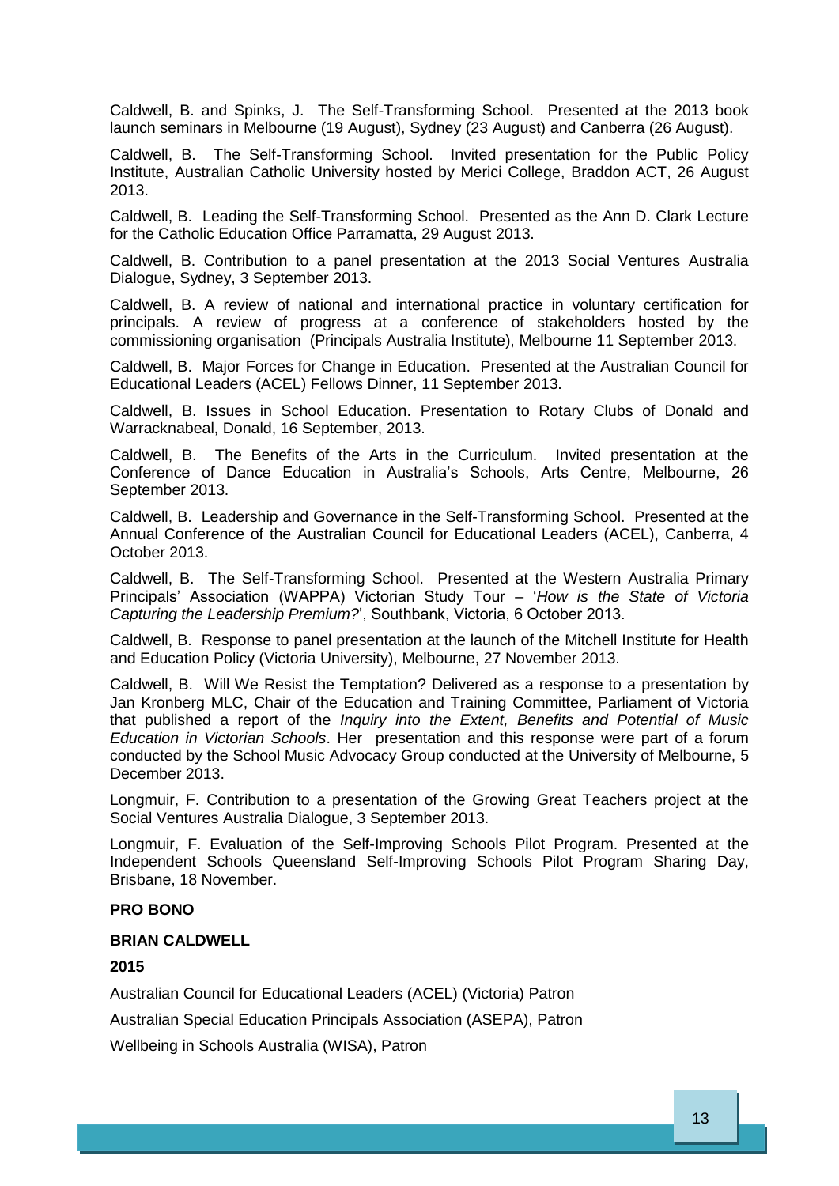Caldwell, B. and Spinks, J. The Self-Transforming School. Presented at the 2013 book launch seminars in Melbourne (19 August), Sydney (23 August) and Canberra (26 August).

Caldwell, B. The Self-Transforming School. Invited presentation for the Public Policy Institute, Australian Catholic University hosted by Merici College, Braddon ACT, 26 August 2013.

Caldwell, B. Leading the Self-Transforming School. Presented as the Ann D. Clark Lecture for the Catholic Education Office Parramatta, 29 August 2013.

Caldwell, B. Contribution to a panel presentation at the 2013 Social Ventures Australia Dialogue, Sydney, 3 September 2013.

Caldwell, B. A review of national and international practice in voluntary certification for principals. A review of progress at a conference of stakeholders hosted by the commissioning organisation (Principals Australia Institute), Melbourne 11 September 2013.

Caldwell, B. Major Forces for Change in Education. Presented at the Australian Council for Educational Leaders (ACEL) Fellows Dinner, 11 September 2013.

Caldwell, B. Issues in School Education. Presentation to Rotary Clubs of Donald and Warracknabeal, Donald, 16 September, 2013.

Caldwell, B. The Benefits of the Arts in the Curriculum. Invited presentation at the Conference of Dance Education in Australia's Schools, Arts Centre, Melbourne, 26 September 2013.

Caldwell, B. Leadership and Governance in the Self-Transforming School. Presented at the Annual Conference of the Australian Council for Educational Leaders (ACEL), Canberra, 4 October 2013.

Caldwell, B. The Self-Transforming School. Presented at the Western Australia Primary Principals' Association (WAPPA) Victorian Study Tour – '*How is the State of Victoria Capturing the Leadership Premium?*', Southbank, Victoria, 6 October 2013.

Caldwell, B. Response to panel presentation at the launch of the Mitchell Institute for Health and Education Policy (Victoria University), Melbourne, 27 November 2013.

Caldwell, B. Will We Resist the Temptation? Delivered as a response to a presentation by Jan Kronberg MLC, Chair of the Education and Training Committee, Parliament of Victoria that published a report of the *Inquiry into the Extent, Benefits and Potential of Music Education in Victorian Schools*. Her presentation and this response were part of a forum conducted by the School Music Advocacy Group conducted at the University of Melbourne, 5 December 2013.

Longmuir, F. Contribution to a presentation of the Growing Great Teachers project at the Social Ventures Australia Dialogue, 3 September 2013.

Longmuir, F. Evaluation of the Self-Improving Schools Pilot Program. Presented at the Independent Schools Queensland Self-Improving Schools Pilot Program Sharing Day, Brisbane, 18 November.

**PRO BONO**

**BRIAN CALDWELL**

**2015**

Australian Council for Educational Leaders (ACEL) (Victoria) Patron

Australian Special Education Principals Association (ASEPA), Patron

Wellbeing in Schools Australia (WISA), Patron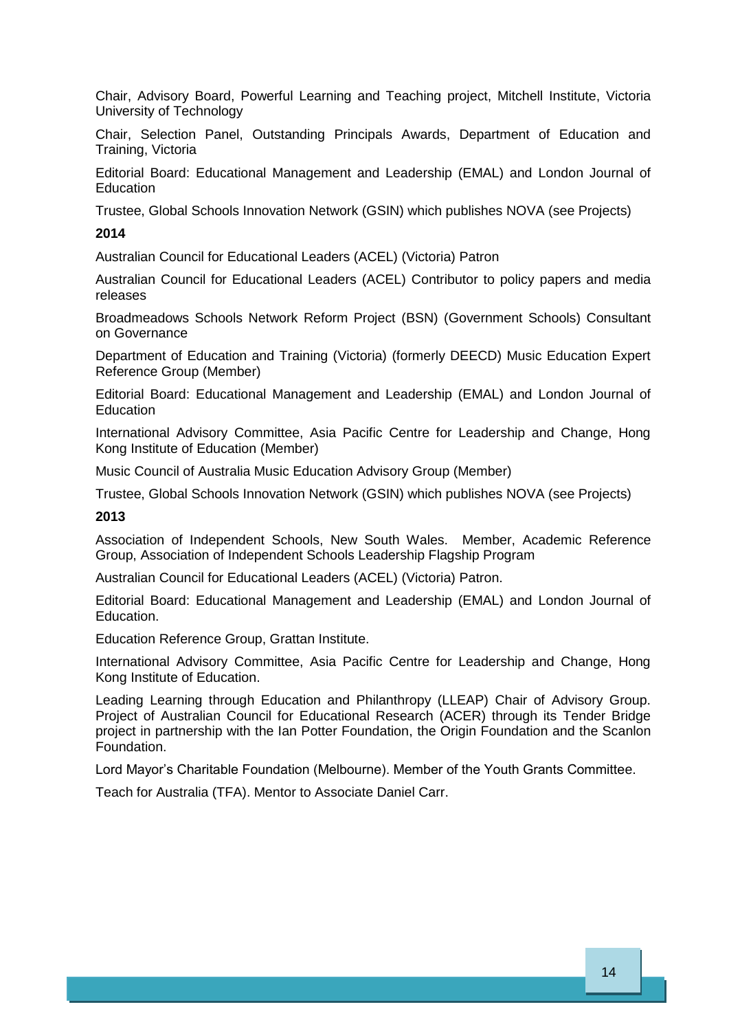Chair, Advisory Board, Powerful Learning and Teaching project, Mitchell Institute, Victoria University of Technology

Chair, Selection Panel, Outstanding Principals Awards, Department of Education and Training, Victoria

Editorial Board: Educational Management and Leadership (EMAL) and London Journal of Education

Trustee, Global Schools Innovation Network (GSIN) which publishes NOVA (see Projects)

**2014**

Australian Council for Educational Leaders (ACEL) (Victoria) Patron

Australian Council for Educational Leaders (ACEL) Contributor to policy papers and media releases

Broadmeadows Schools Network Reform Project (BSN) (Government Schools) Consultant on Governance

Department of Education and Training (Victoria) (formerly DEECD) Music Education Expert Reference Group (Member)

Editorial Board: Educational Management and Leadership (EMAL) and London Journal of Education

International Advisory Committee, Asia Pacific Centre for Leadership and Change, Hong Kong Institute of Education (Member)

Music Council of Australia Music Education Advisory Group (Member)

Trustee, Global Schools Innovation Network (GSIN) which publishes NOVA (see Projects)

**2013**

Association of Independent Schools, New South Wales. Member, Academic Reference Group, Association of Independent Schools Leadership Flagship Program

Australian Council for Educational Leaders (ACEL) (Victoria) Patron.

Editorial Board: Educational Management and Leadership (EMAL) and London Journal of Education.

Education Reference Group, Grattan Institute.

International Advisory Committee, Asia Pacific Centre for Leadership and Change, Hong Kong Institute of Education.

Leading Learning through Education and Philanthropy (LLEAP) Chair of Advisory Group. Project of Australian Council for Educational Research (ACER) through its Tender Bridge project in partnership with the Ian Potter Foundation, the Origin Foundation and the Scanlon Foundation.

Lord Mayor's Charitable Foundation (Melbourne). Member of the Youth Grants Committee.

Teach for Australia (TFA). Mentor to Associate Daniel Carr.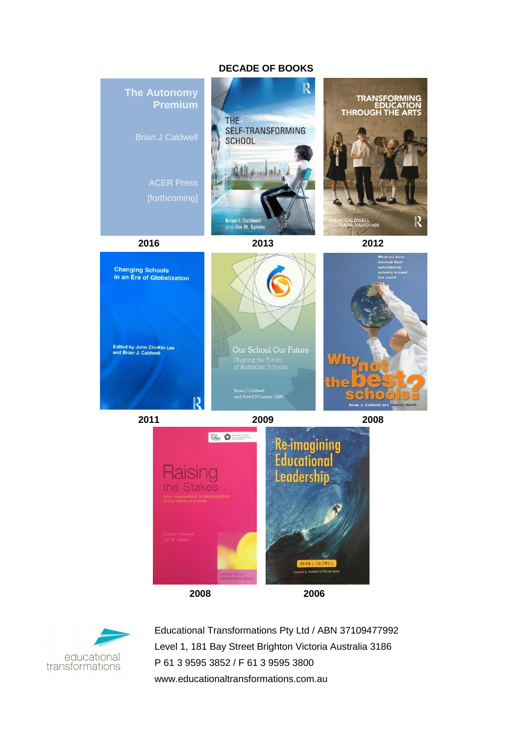**DECADE OF BOOKS**

The Autonomy Premium

Brian J Caldwell

ACER Press [forthcoming]

2016

THE SELF-TRANSFORMING SCHOOL

Brian J. Caldwell and Jim M. Spinks

2013

TRANSFORMING EDUCATION THROUGH THE ARTS

BRIAN CALDWELL AND TANYA VAUGHAN

2012

Changing Schools in an Era of Globalization

Edited by John Chi-Kin Lee and Brian J. Caldwell

2011

Our School Our Future

Shaping the Future of Australian Schools

Brian J Caldwell and David N Loader OAM

2009

What we have learned from outstanding schools around the world

Why not the best schools?

Brian J. Caldwell and Jessica Harris

2008

Raising the Stakes

From improvement to transformation in the reform of schools

Brian J. Caldwell

Jim M. Spinks

Leading School Transformation Series

2008

Re-imagining Educational Leadership

BRIAN J. CALDWELL

Foreword by Professor Sir Michael Barber

2006

educational transformations

Educational Transformations Pty Ltd / ABN 37109477992

Level 1, 181 Bay Street Brighton Victoria Australia 3186

P 61 3 9595 3852 / F 61 3 9595 3800

www.educationaltransformations.com.au